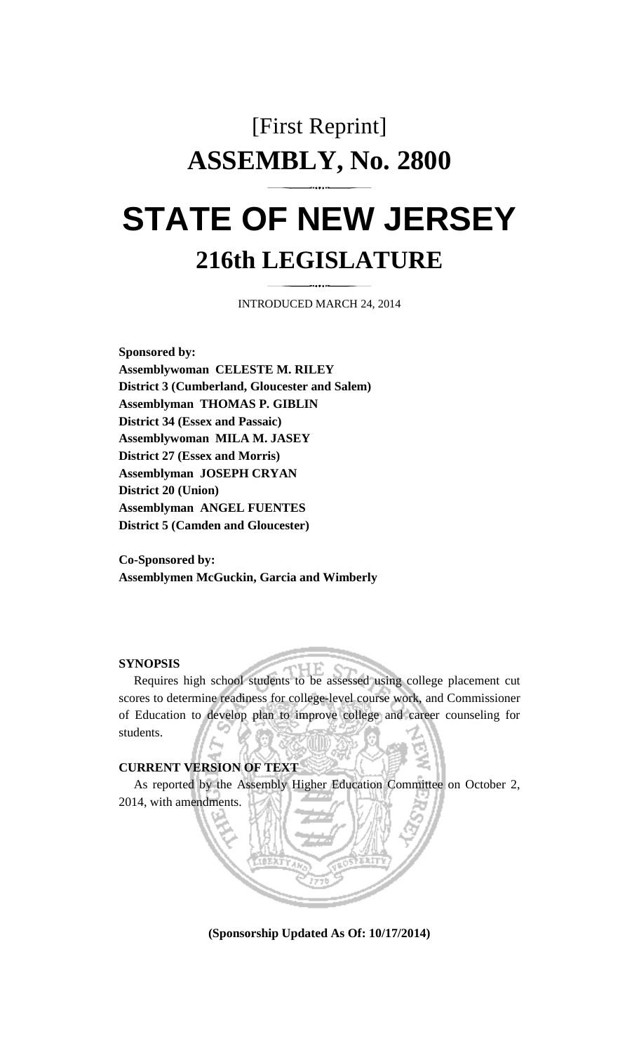# [First Reprint]

# ASSEMBLY, No. 2800

# STATE OF NEW JERSEY

## 216th LEGISLATURE

INTRODUCED MARCH 24, 2014

**Sponsored by:**
**Assemblywoman CELESTE M. RILEY**
**District 3 (Cumberland, Gloucester and Salem)**
**Assemblyman THOMAS P. GIBLIN**
**District 34 (Essex and Passaic)**
**Assemblywoman MILA M. JASEY**
**District 27 (Essex and Morris)**
**Assemblyman JOSEPH CRYAN**
**District 20 (Union)**
**Assemblyman ANGEL FUENTES**
**District 5 (Camden and Gloucester)**

**Co-Sponsored by:**
**Assemblymen McGuckin, Garcia and Wimberly**

**SYNOPSIS**

Requires high school students to be assessed using college placement cut scores to determine readiness for college-level course work, and Commissioner of Education to develop plan to improve college and career counseling for students.

**CURRENT VERSION OF TEXT**

As reported by the Assembly Higher Education Committee on October 2, 2014, with amendments.

**(Sponsorship Updated As Of: 10/17/2014)**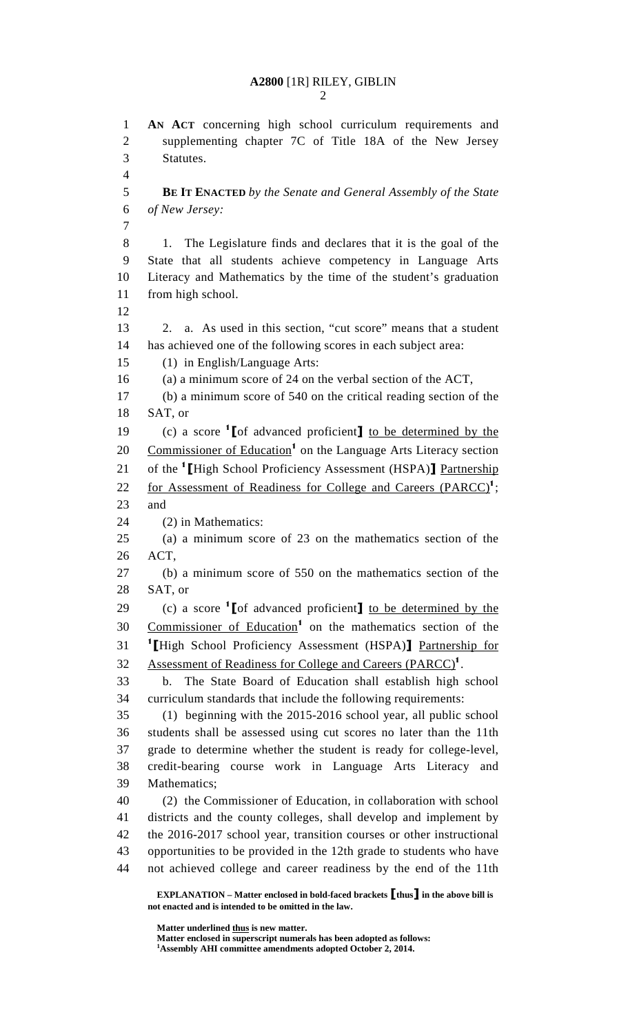AN ACT concerning high school curriculum requirements and supplementing chapter 7C of Title 18A of the New Jersey Statutes.

**BE IT ENACTED** *by the Senate and General Assembly of the State of New Jersey:*

1. The Legislature finds and declares that it is the goal of the State that all students achieve competency in Language Arts Literacy and Mathematics by the time of the student's graduation from high school.

2. a. As used in this section, "cut score" means that a student has achieved one of the following scores in each subject area:

(1) in English/Language Arts:

(a) a minimum score of 24 on the verbal section of the ACT,

(b) a minimum score of 540 on the critical reading section of the SAT, or

(c) a score [1]**[**of advanced proficient**]** <u>to be determined by the Commissioner of Education</u>[1] on the Language Arts Literacy section of the [1]**[**High School Proficiency Assessment (HSPA)**]** <u>Partnership for Assessment of Readiness for College and Careers (PARCC)</u>[1]; and

(2) in Mathematics:

(a) a minimum score of 23 on the mathematics section of the ACT,

(b) a minimum score of 550 on the mathematics section of the SAT, or

(c) a score [1]**[**of advanced proficient**]** <u>to be determined by the Commissioner of Education</u>[1] on the mathematics section of the [1]**[**High School Proficiency Assessment (HSPA)**]** <u>Partnership for Assessment of Readiness for College and Careers (PARCC)</u>[1].

b. The State Board of Education shall establish high school curriculum standards that include the following requirements:

(1) beginning with the 2015-2016 school year, all public school students shall be assessed using cut scores no later than the 11th grade to determine whether the student is ready for college-level, credit-bearing course work in Language Arts Literacy and Mathematics;

(2) the Commissioner of Education, in collaboration with school districts and the county colleges, shall develop and implement by the 2016-2017 school year, transition courses or other instructional opportunities to be provided in the 12th grade to students who have not achieved college and career readiness by the end of the 11th

**EXPLANATION – Matter enclosed in bold-faced brackets [thus] in the above bill is not enacted and is intended to be omitted in the law.**

**Matter underlined <u>thus</u> is new matter.**
**Matter enclosed in superscript numerals has been adopted as follows:**
**[1]Assembly AHI committee amendments adopted October 2, 2014.**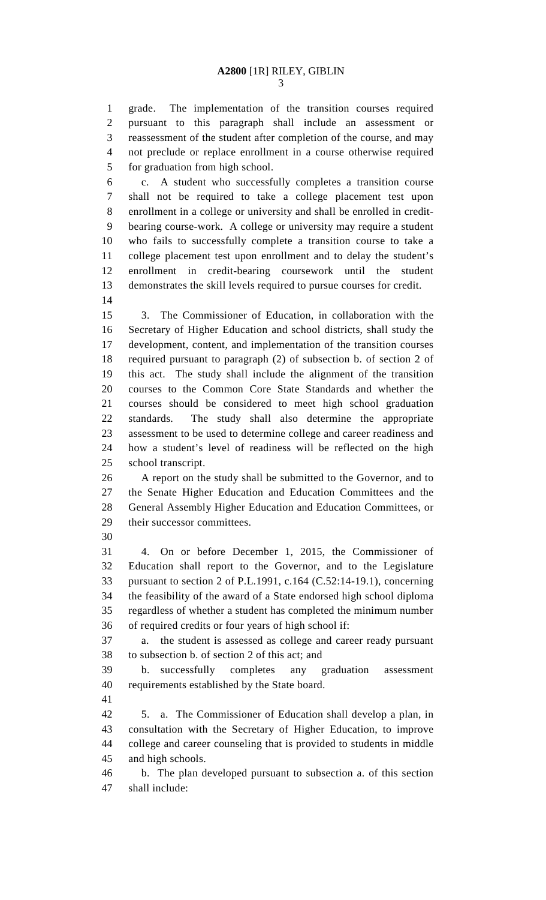grade. The implementation of the transition courses required pursuant to this paragraph shall include an assessment or reassessment of the student after completion of the course, and may not preclude or replace enrollment in a course otherwise required for graduation from high school.

c. A student who successfully completes a transition course shall not be required to take a college placement test upon enrollment in a college or university and shall be enrolled in credit-bearing course-work. A college or university may require a student who fails to successfully complete a transition course to take a college placement test upon enrollment and to delay the student's enrollment in credit-bearing coursework until the student demonstrates the skill levels required to pursue courses for credit.

3. The Commissioner of Education, in collaboration with the Secretary of Higher Education and school districts, shall study the development, content, and implementation of the transition courses required pursuant to paragraph (2) of subsection b. of section 2 of this act. The study shall include the alignment of the transition courses to the Common Core State Standards and whether the courses should be considered to meet high school graduation standards. The study shall also determine the appropriate assessment to be used to determine college and career readiness and how a student's level of readiness will be reflected on the high school transcript.

A report on the study shall be submitted to the Governor, and to the Senate Higher Education and Education Committees and the General Assembly Higher Education and Education Committees, or their successor committees.

4. On or before December 1, 2015, the Commissioner of Education shall report to the Governor, and to the Legislature pursuant to section 2 of P.L.1991, c.164 (C.52:14-19.1), concerning the feasibility of the award of a State endorsed high school diploma regardless of whether a student has completed the minimum number of required credits or four years of high school if:

a. the student is assessed as college and career ready pursuant to subsection b. of section 2 of this act; and

b. successfully completes any graduation assessment requirements established by the State board.

5. a. The Commissioner of Education shall develop a plan, in consultation with the Secretary of Higher Education, to improve college and career counseling that is provided to students in middle and high schools.

b. The plan developed pursuant to subsection a. of this section shall include: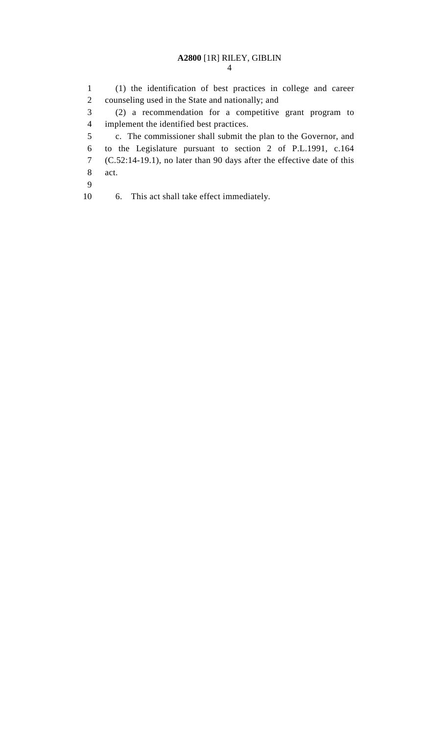(1) the identification of best practices in college and career counseling used in the State and nationally; and

(2) a recommendation for a competitive grant program to implement the identified best practices.

c. The commissioner shall submit the plan to the Governor, and to the Legislature pursuant to section 2 of P.L.1991, c.164 (C.52:14-19.1), no later than 90 days after the effective date of this act.

6. This act shall take effect immediately.